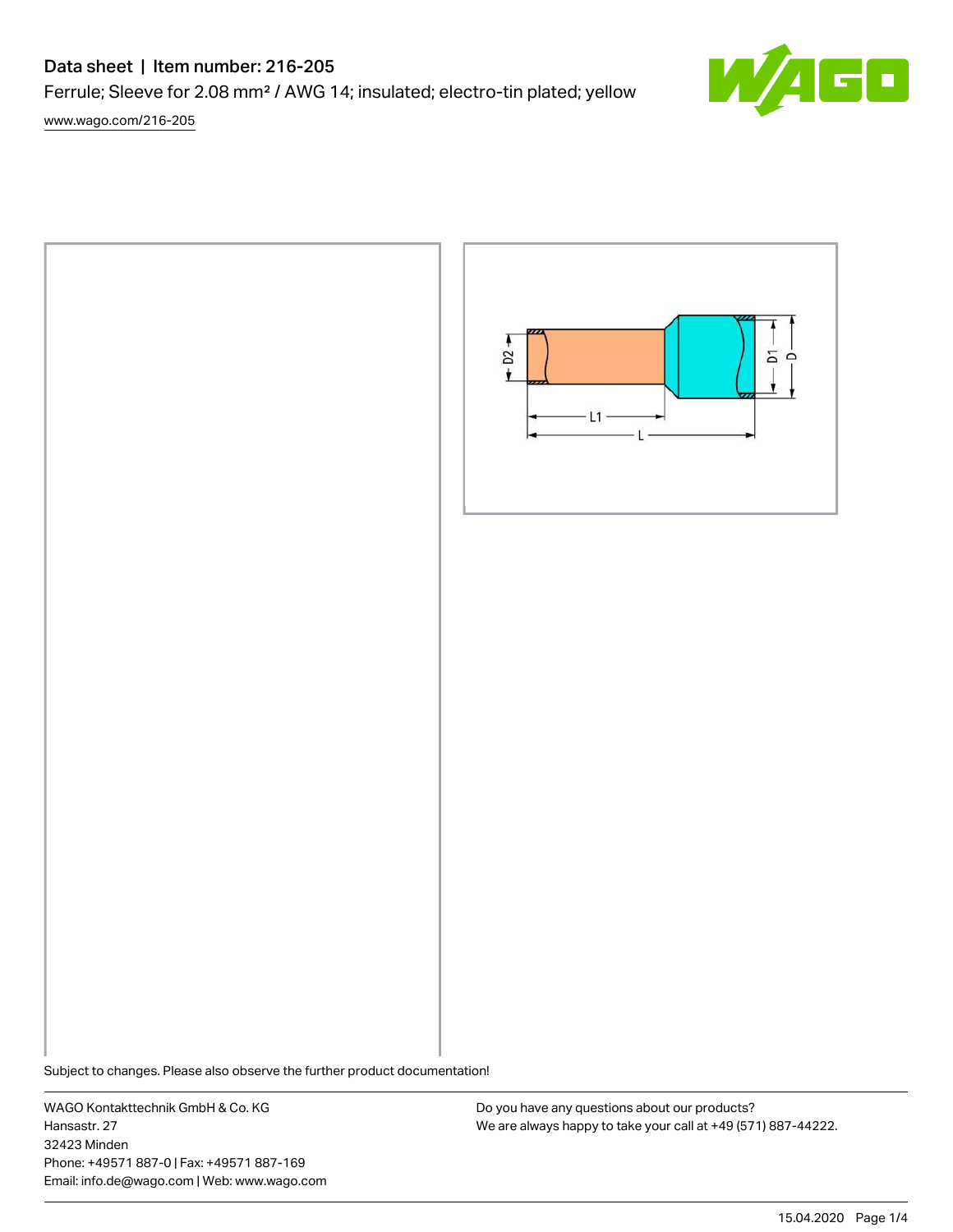# Data sheet | Item number: 216-205

Ferrule; Sleeve for 2.08 mm² / AWG 14; insulated; electro-tin plated; yellow

[www.wago.com/216-205](www.wago.com/216-205)

Subject to changes. Please also observe the further product documentation!

WAGO Kontakttechnik GmbH & Co. KG
Hansastr. 27
32423 Minden
Phone: +49571 887-0 | Fax: +49571 887-169
Email: info.de@wago.com | Web: www.wago.com

Do you have any questions about our products?
We are always happy to take your call at +49 (571) 887-44222.

15.04.2020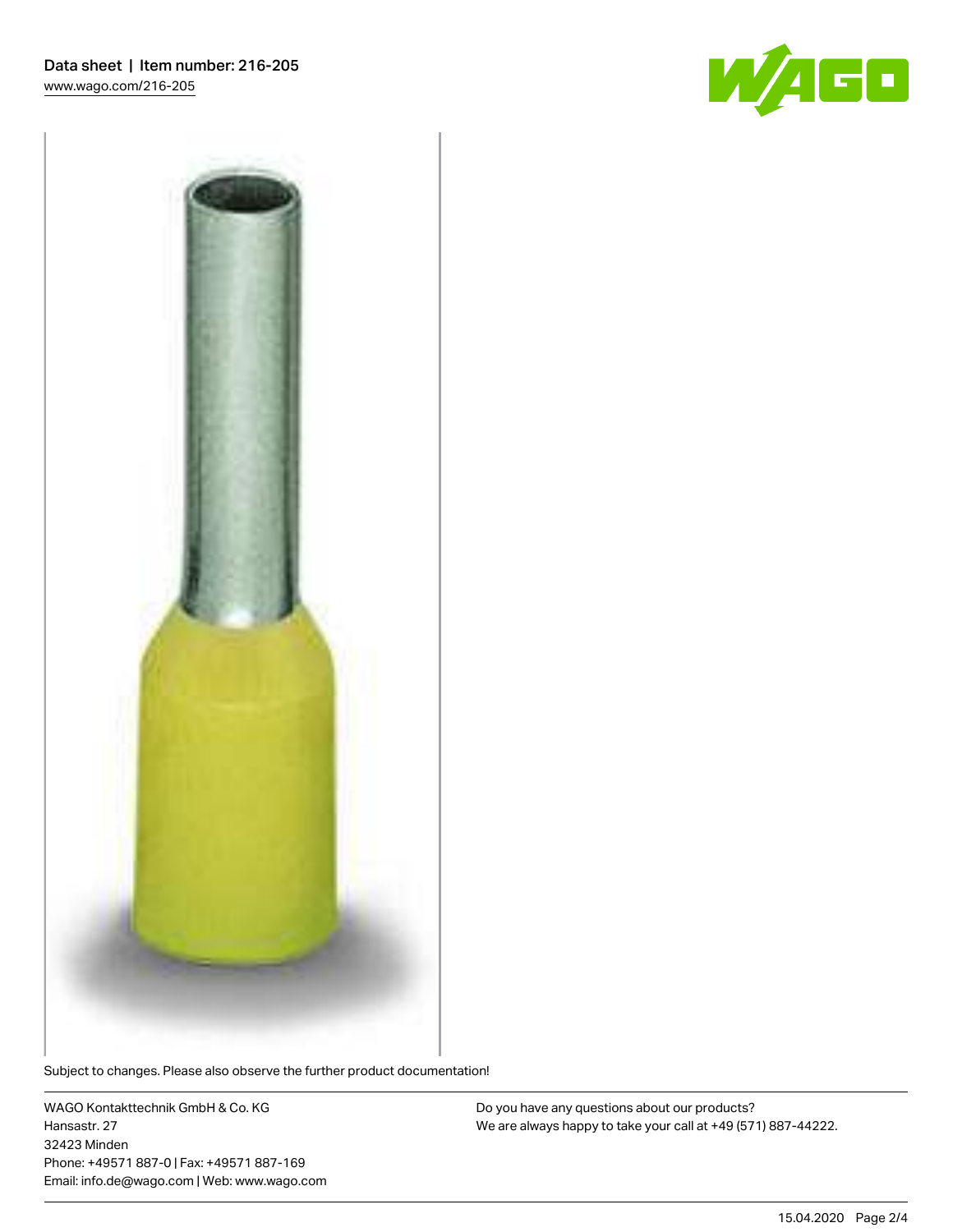Subject to changes. Please also observe the further product documentation!

WAGO Kontakttechnik GmbH & Co. KG
Hansastr. 27
32423 Minden
Phone: +49571 887-0 | Fax: +49571 887-169
Email: info.de@wago.com | Web: www.wago.com

Do you have any questions about our products?
We are always happy to take your call at +49 (571) 887-44222.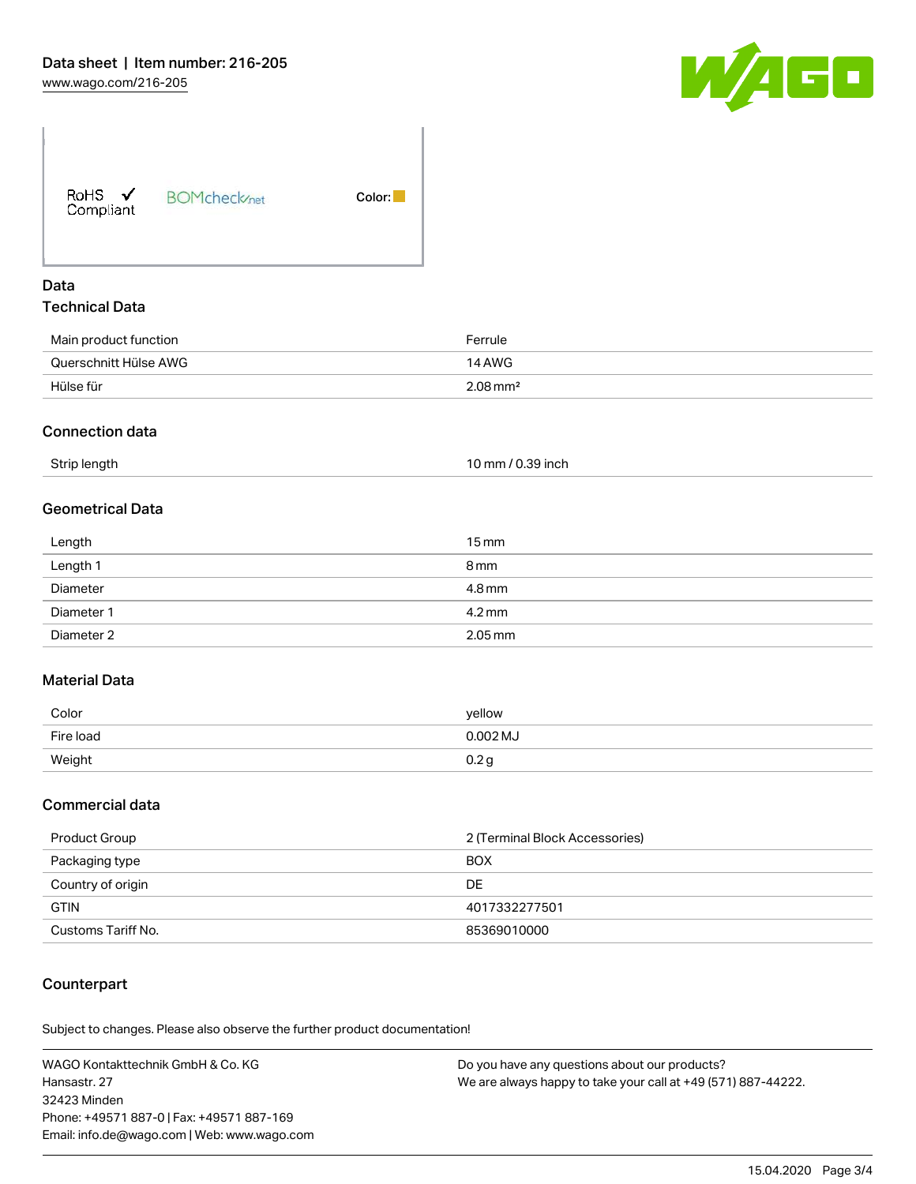RoHS ✓ Compliant BOMcheck.net Color:

## Data

### Technical Data

| | |
|---|---|
| Main product function | Ferrule |
| Querschnitt Hülse AWG | 14 AWG |
| Hülse für | 2.08 mm² |

### Connection data

| | |
|---|---|
| Strip length | 10 mm / 0.39 inch |

### Geometrical Data

| | |
|---|---|
| Length | 15 mm |
| Length 1 | 8 mm |
| Diameter | 4.8 mm |
| Diameter 1 | 4.2 mm |
| Diameter 2 | 2.05 mm |

### Material Data

| | |
|---|---|
| Color | yellow |
| Fire load | 0.002 MJ |
| Weight | 0.2 g |

### Commercial data

| | |
|---|---|
| Product Group | 2 (Terminal Block Accessories) |
| Packaging type | BOX |
| Country of origin | DE |
| GTIN | 4017332277501 |
| Customs Tariff No. | 85369010000 |

### Counterpart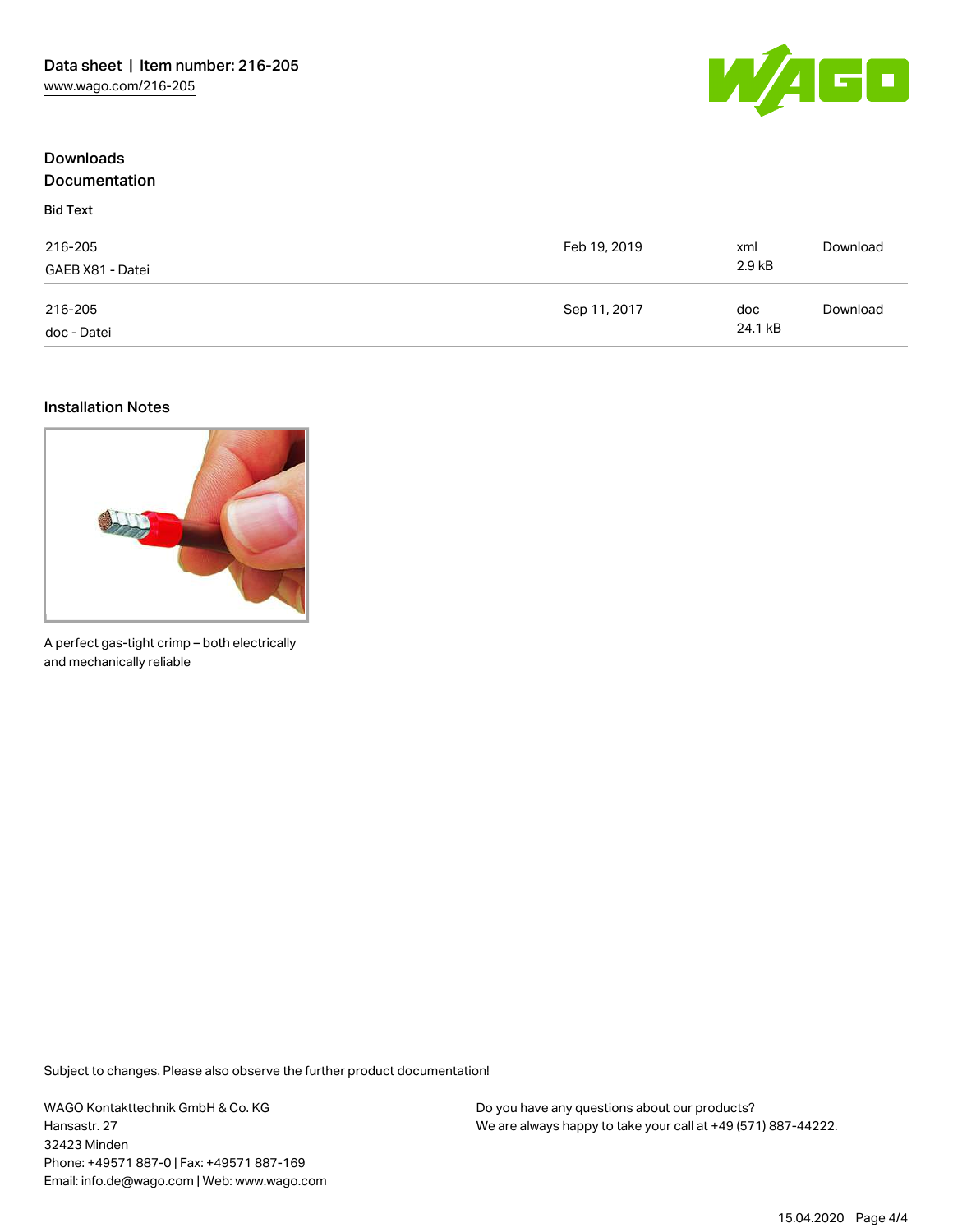## Downloads

### Documentation

**Bid Text**

| | | | |
|---|---|---|---|
| 216-205<br>GAEB X81 - Datei | Feb 19, 2019 | xml<br>2.9 kB | Download |
| 216-205<br>doc - Datei | Sep 11, 2017 | doc<br>24.1 kB | Download |

## Installation Notes

A perfect gas-tight crimp – both electrically and mechanically reliable

Subject to changes. Please also observe the further product documentation!

WAGO Kontakttechnik GmbH & Co. KG
Hansastr. 27
32423 Minden
Phone: +49571 887-0 | Fax: +49571 887-169
Email: info.de@wago.com | Web: www.wago.com

Do you have any questions about our products?
We are always happy to take your call at +49 (571) 887-44222.